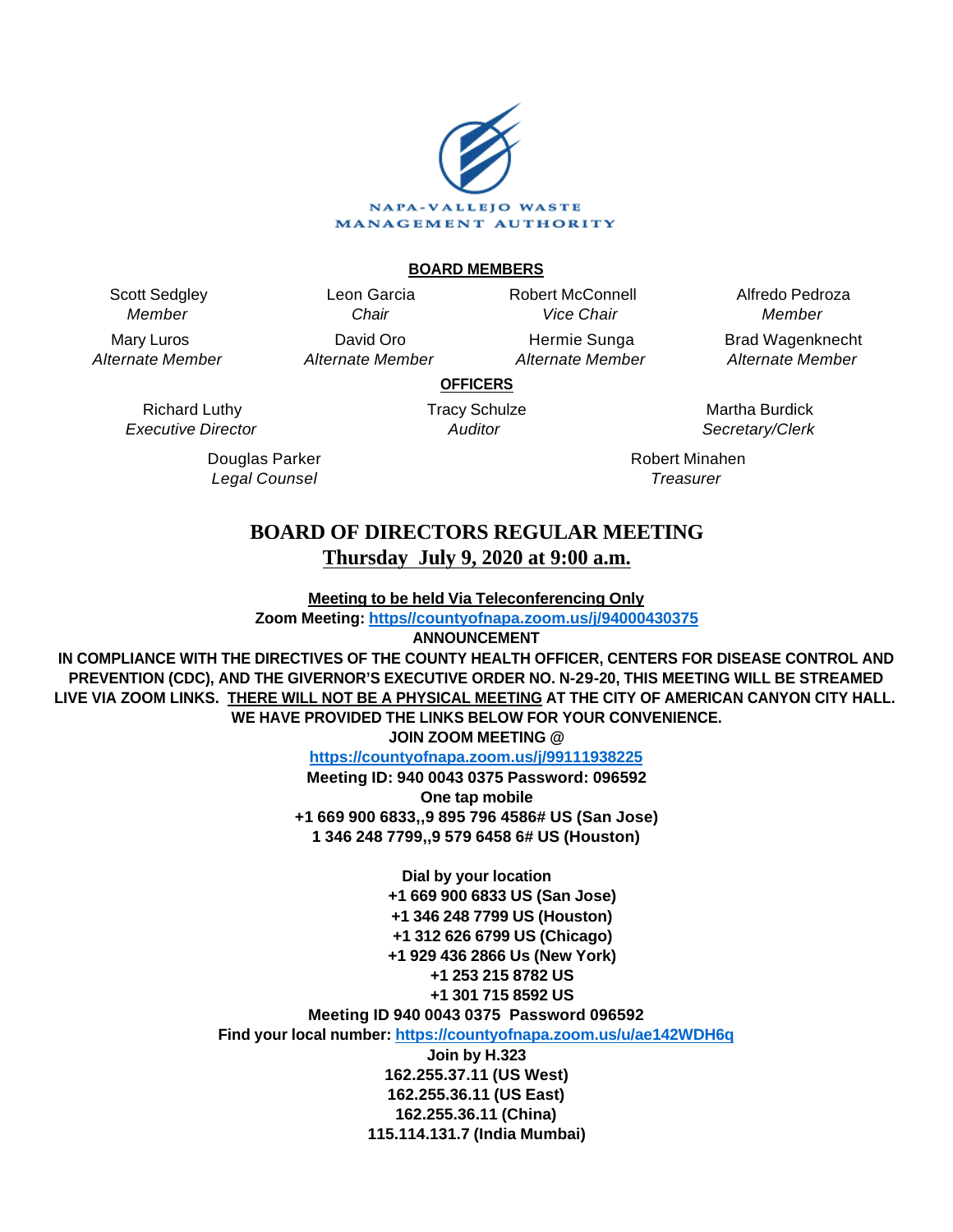NAPA-VALLEJO WASTE MANAGEMENT AUTHORITY

**BOARD MEMBERS**

| | | | |
|---|---|---|---|
| Scott Sedgley *Member* | Leon Garcia *Chair* | Robert McConnell *Vice Chair* | Alfredo Pedroza *Member* |
| Mary Luros *Alternate Member* | David Oro *Alternate Member* | Hermie Sunga *Alternate Member* | Brad Wagenknecht *Alternate Member* |

**OFFICERS**

| | | |
|---|---|---|
| Richard Luthy *Executive Director* | Tracy Schulze *Auditor* | Martha Burdick *Secretary/Clerk* |
| Douglas Parker *Legal Counsel* | | Robert Minahen *Treasurer* |

# BOARD OF DIRECTORS REGULAR MEETING

## Thursday July 9, 2020 at 9:00 a.m.

**Meeting to be held Via Teleconferencing Only**

**Zoom Meeting: https//countyofnapa.zoom.us/j/94000430375**

**ANNOUNCEMENT**

**IN COMPLIANCE WITH THE DIRECTIVES OF THE COUNTY HEALTH OFFICER, CENTERS FOR DISEASE CONTROL AND PREVENTION (CDC), AND THE GIVERNOR'S EXECUTIVE ORDER NO. N-29-20, THIS MEETING WILL BE STREAMED LIVE VIA ZOOM LINKS. THERE WILL NOT BE A PHYSICAL MEETING AT THE CITY OF AMERICAN CANYON CITY HALL. WE HAVE PROVIDED THE LINKS BELOW FOR YOUR CONVENIENCE.**

**JOIN ZOOM MEETING @**

**https://countyofnapa.zoom.us/j/99111938225**

**Meeting ID: 940 0043 0375 Password: 096592**

**One tap mobile**

**+1 669 900 6833,,9 895 796 4586# US (San Jose)**

**1 346 248 7799,,9 579 6458 6# US (Houston)**

**Dial by your location**

**+1 669 900 6833 US (San Jose)**
**+1 346 248 7799 US (Houston)**
**+1 312 626 6799 US (Chicago)**
**+1 929 436 2866 Us (New York)**
**+1 253 215 8782 US**
**+1 301 715 8592 US**

**Meeting ID 940 0043 0375 Password 096592**

**Find your local number: https://countyofnapa.zoom.us/u/ae142WDH6q**

**Join by H.323**

**162.255.37.11 (US West)**
**162.255.36.11 (US East)**
**162.255.36.11 (China)**
**115.114.131.7 (India Mumbai)**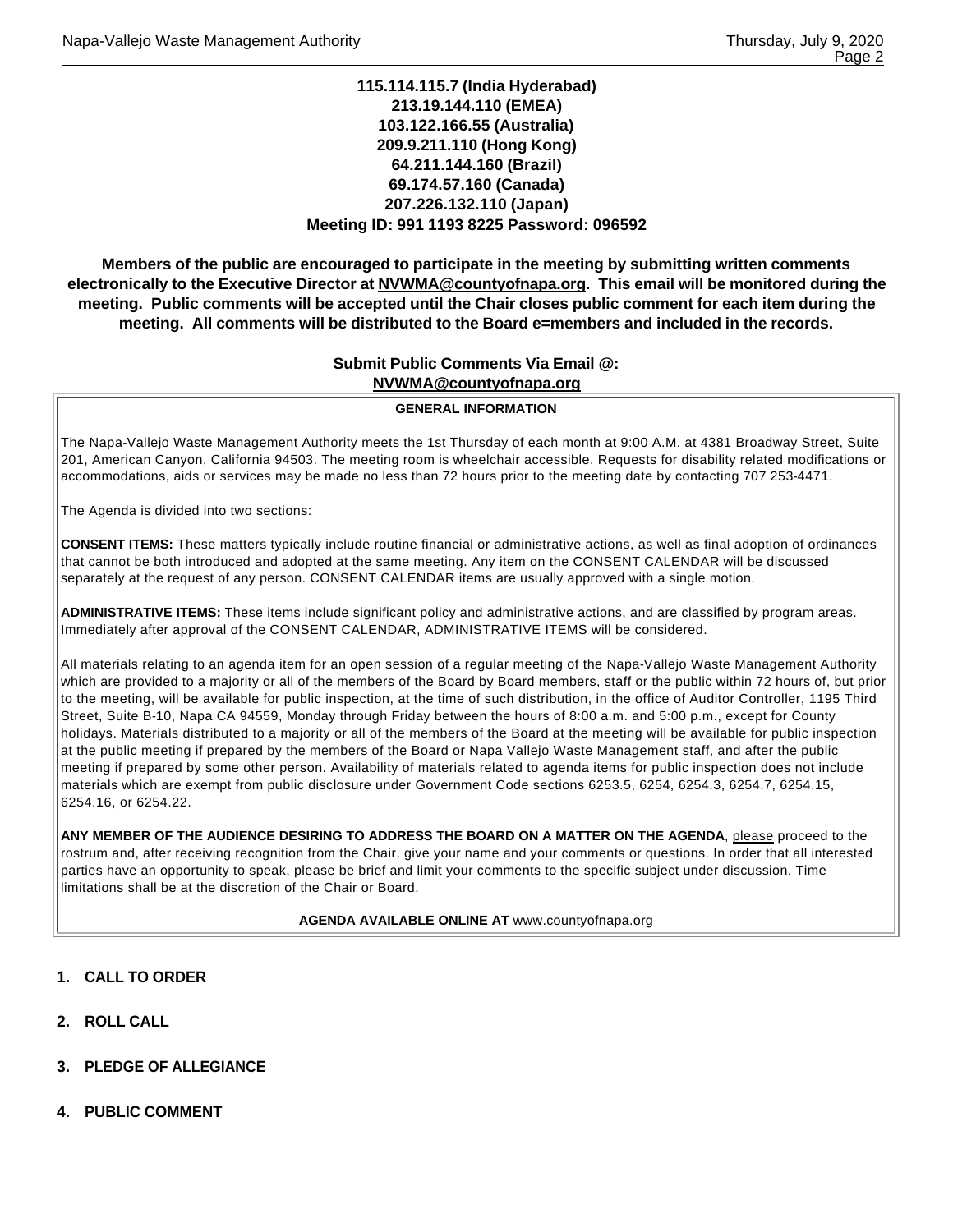**115.114.115.7 (India Hyderabad)**
**213.19.144.110 (EMEA)**
**103.122.166.55 (Australia)**
**209.9.211.110 (Hong Kong)**
**64.211.144.160 (Brazil)**
**69.174.57.160 (Canada)**
**207.226.132.110 (Japan)**
**Meeting ID: 991 1193 8225 Password: 096592**

**Members of the public are encouraged to participate in the meeting by submitting written comments electronically to the Executive Director at NVWMA@countyofnapa.org. This email will be monitored during the meeting. Public comments will be accepted until the Chair closes public comment for each item during the meeting. All comments will be distributed to the Board e=members and included in the records.**

**Submit Public Comments Via Email @:**
**NVWMA@countyofnapa.org**

**GENERAL INFORMATION**

The Napa-Vallejo Waste Management Authority meets the 1st Thursday of each month at 9:00 A.M. at 4381 Broadway Street, Suite 201, American Canyon, California 94503. The meeting room is wheelchair accessible. Requests for disability related modifications or accommodations, aids or services may be made no less than 72 hours prior to the meeting date by contacting 707 253-4471.

The Agenda is divided into two sections:

**CONSENT ITEMS:** These matters typically include routine financial or administrative actions, as well as final adoption of ordinances that cannot be both introduced and adopted at the same meeting. Any item on the CONSENT CALENDAR will be discussed separately at the request of any person. CONSENT CALENDAR items are usually approved with a single motion.

**ADMINISTRATIVE ITEMS:** These items include significant policy and administrative actions, and are classified by program areas. Immediately after approval of the CONSENT CALENDAR, ADMINISTRATIVE ITEMS will be considered.

All materials relating to an agenda item for an open session of a regular meeting of the Napa-Vallejo Waste Management Authority which are provided to a majority or all of the members of the Board by Board members, staff or the public within 72 hours of, but prior to the meeting, will be available for public inspection, at the time of such distribution, in the office of Auditor Controller, 1195 Third Street, Suite B-10, Napa CA 94559, Monday through Friday between the hours of 8:00 a.m. and 5:00 p.m., except for County holidays. Materials distributed to a majority or all of the members of the Board at the meeting will be available for public inspection at the public meeting if prepared by the members of the Board or Napa Vallejo Waste Management staff, and after the public meeting if prepared by some other person. Availability of materials related to agenda items for public inspection does not include materials which are exempt from public disclosure under Government Code sections 6253.5, 6254, 6254.3, 6254.7, 6254.15, 6254.16, or 6254.22.

**ANY MEMBER OF THE AUDIENCE DESIRING TO ADDRESS THE BOARD ON A MATTER ON THE AGENDA**, please proceed to the rostrum and, after receiving recognition from the Chair, give your name and your comments or questions. In order that all interested parties have an opportunity to speak, please be brief and limit your comments to the specific subject under discussion. Time limitations shall be at the discretion of the Chair or Board.

**AGENDA AVAILABLE ONLINE AT** www.countyofnapa.org

1. **CALL TO ORDER**

2. **ROLL CALL**

3. **PLEDGE OF ALLEGIANCE**

4. **PUBLIC COMMENT**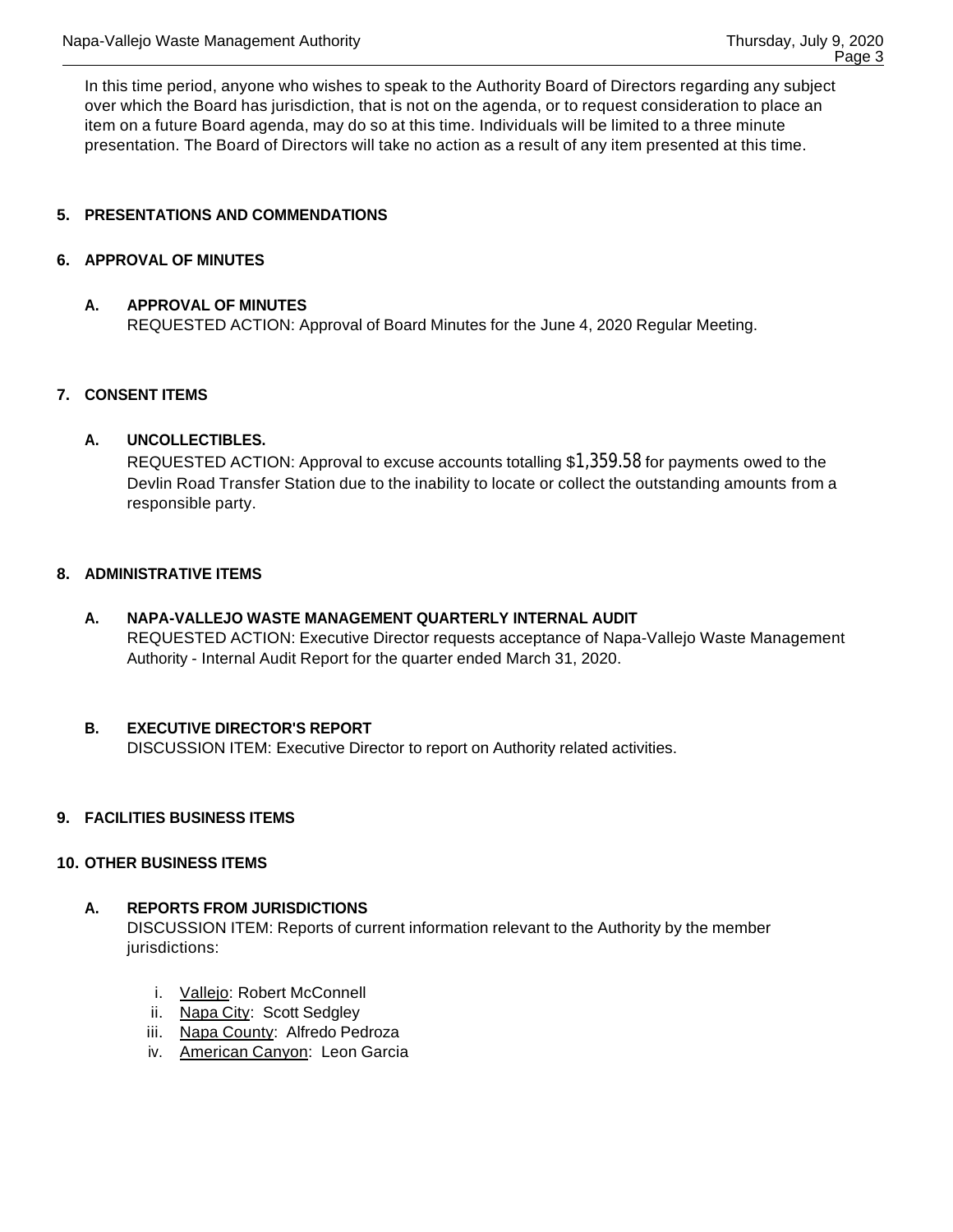In this time period, anyone who wishes to speak to the Authority Board of Directors regarding any subject over which the Board has jurisdiction, that is not on the agenda, or to request consideration to place an item on a future Board agenda, may do so at this time. Individuals will be limited to a three minute presentation. The Board of Directors will take no action as a result of any item presented at this time.

## 5. PRESENTATIONS AND COMMENDATIONS

## 6. APPROVAL OF MINUTES

### A. APPROVAL OF MINUTES

REQUESTED ACTION: Approval of Board Minutes for the June 4, 2020 Regular Meeting.

## 7. CONSENT ITEMS

### A. UNCOLLECTIBLES.

REQUESTED ACTION: Approval to excuse accounts totalling $1,359.58 for payments owed to the Devlin Road Transfer Station due to the inability to locate or collect the outstanding amounts from a responsible party.

## 8. ADMINISTRATIVE ITEMS

### A. NAPA-VALLEJO WASTE MANAGEMENT QUARTERLY INTERNAL AUDIT

REQUESTED ACTION: Executive Director requests acceptance of Napa-Vallejo Waste Management Authority - Internal Audit Report for the quarter ended March 31, 2020.

### B. EXECUTIVE DIRECTOR'S REPORT

DISCUSSION ITEM: Executive Director to report on Authority related activities.

## 9. FACILITIES BUSINESS ITEMS

## 10. OTHER BUSINESS ITEMS

### A. REPORTS FROM JURISDICTIONS

DISCUSSION ITEM: Reports of current information relevant to the Authority by the member jurisdictions:

i. Vallejo: Robert McConnell
ii. Napa City: Scott Sedgley
iii. Napa County: Alfredo Pedroza
iv. American Canyon: Leon Garcia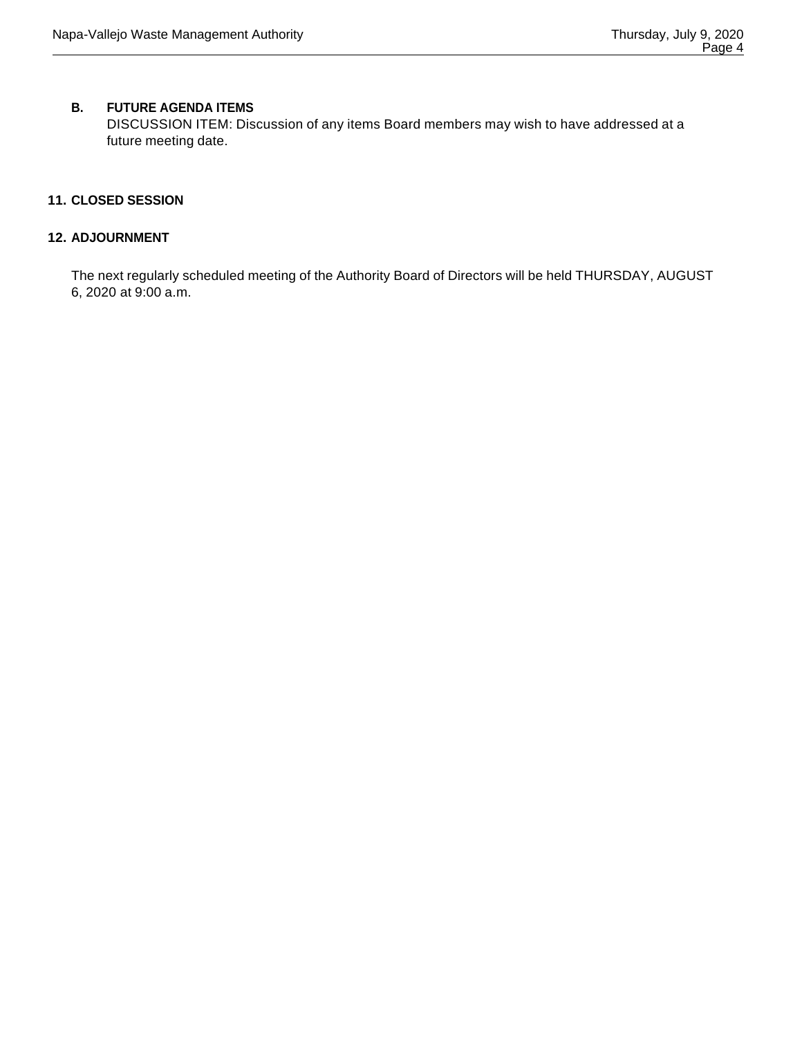**B. FUTURE AGENDA ITEMS**

DISCUSSION ITEM: Discussion of any items Board members may wish to have addressed at a future meeting date.

**11. CLOSED SESSION**

**12. ADJOURNMENT**

The next regularly scheduled meeting of the Authority Board of Directors will be held THURSDAY, AUGUST 6, 2020 at 9:00 a.m.